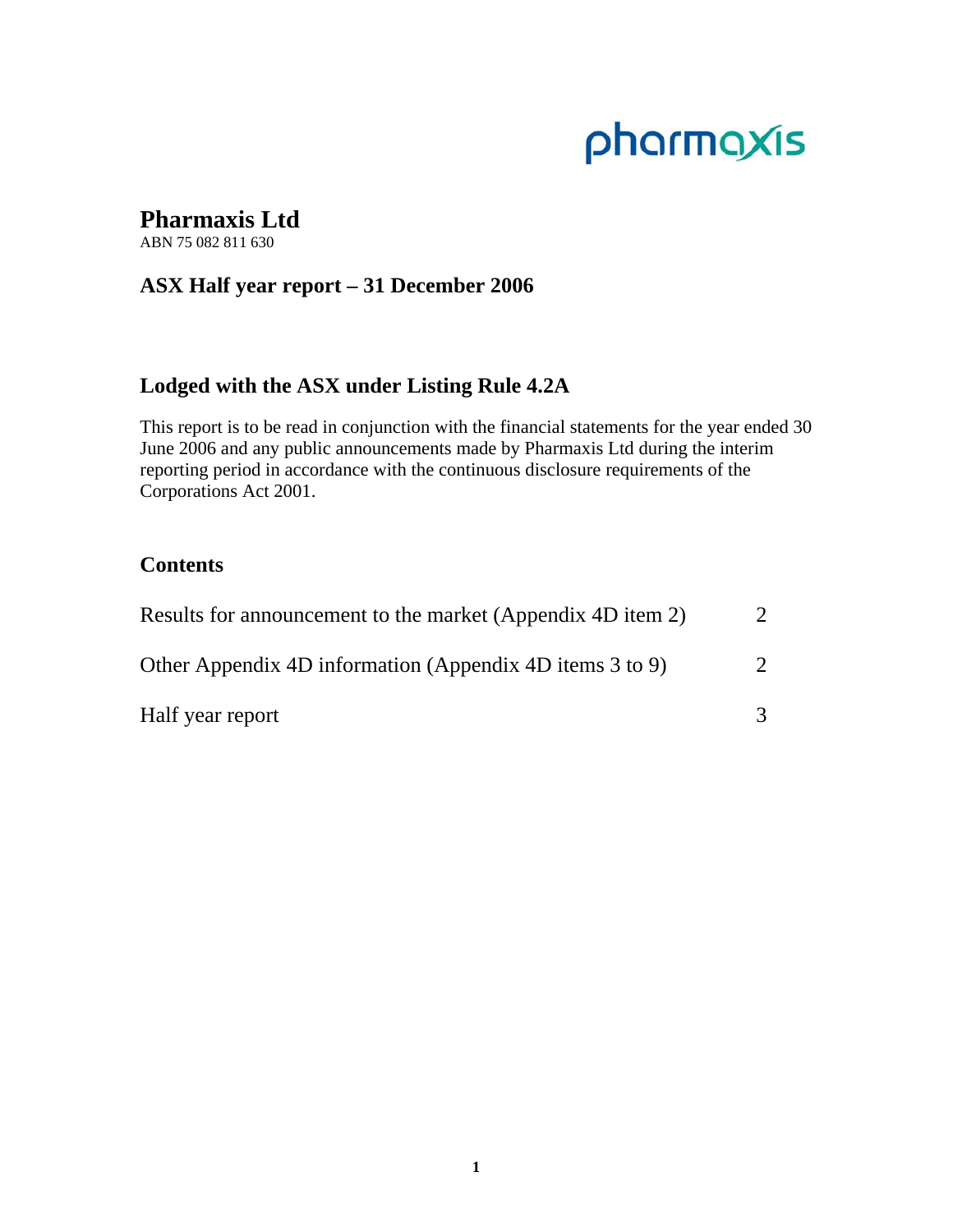pharmaxis

# Pharmaxis Ltd

ABN 75 082 811 630

## ASX Half year report – 31 December 2006

## Lodged with the ASX under Listing Rule 4.2A

This report is to be read in conjunction with the financial statements for the year ended 30 June 2006 and any public announcements made by Pharmaxis Ltd during the interim reporting period in accordance with the continuous disclosure requirements of the Corporations Act 2001.

## Contents

| | |
|---|---|
| Results for announcement to the market (Appendix 4D item 2) | 2 |
| Other Appendix 4D information (Appendix 4D items 3 to 9) | 2 |
| Half year report | 3 |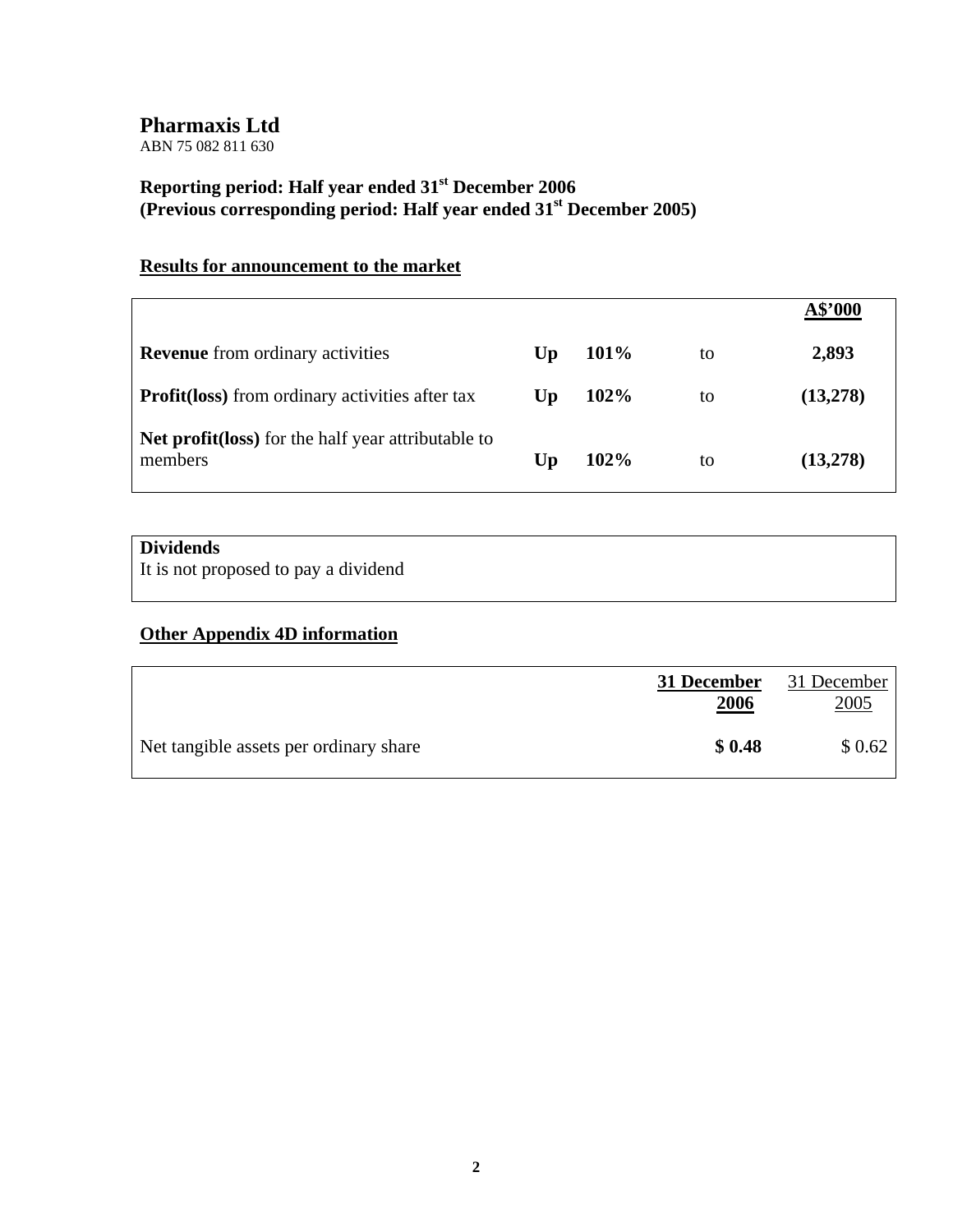# Pharmaxis Ltd

ABN 75 082 811 630

**Reporting period: Half year ended 31st December 2006**
**(Previous corresponding period: Half year ended 31st December 2005)**

## Results for announcement to the market

| | | | | A$'000 |
|---|---|---|---|---|
| **Revenue** from ordinary activities | **Up** | **101%** | to | **2,893** |
| **Profit(loss)** from ordinary activities after tax | **Up** | **102%** | to | **(13,278)** |
| **Net profit(loss)** for the half year attributable to members | **Up** | **102%** | to | **(13,278)** |

**Dividends**
It is not proposed to pay a dividend

## Other Appendix 4D information

| | **31 December 2006** | 31 December 2005 |
|---|---|---|
| Net tangible assets per ordinary share | **$ 0.48** | $ 0.62 |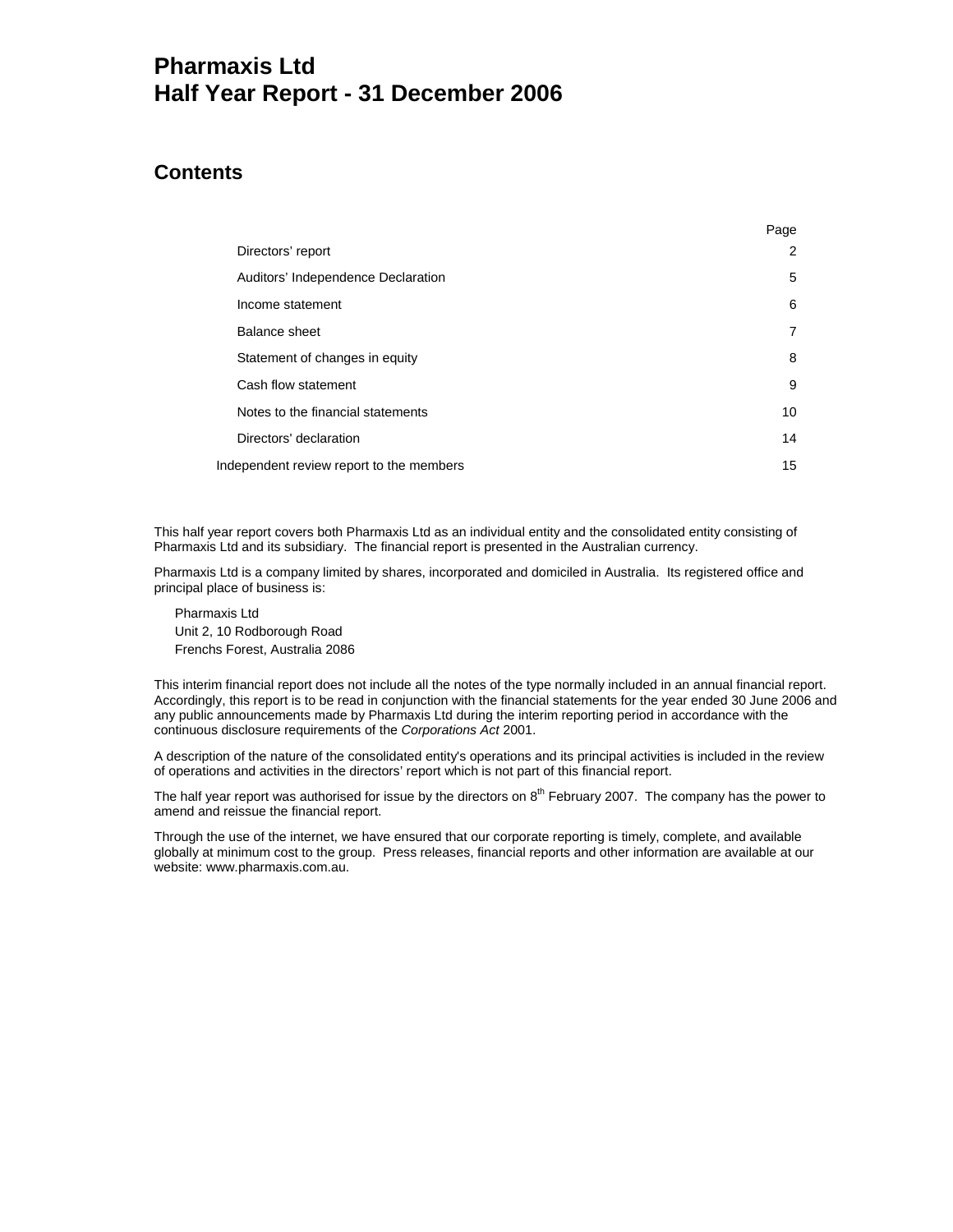# Pharmaxis Ltd
# Half Year Report - 31 December 2006

## Contents

| | Page |
|---|---|
| Directors' report | 2 |
| Auditors' Independence Declaration | 5 |
| Income statement | 6 |
| Balance sheet | 7 |
| Statement of changes in equity | 8 |
| Cash flow statement | 9 |
| Notes to the financial statements | 10 |
| Directors' declaration | 14 |
| Independent review report to the members | 15 |

This half year report covers both Pharmaxis Ltd as an individual entity and the consolidated entity consisting of Pharmaxis Ltd and its subsidiary. The financial report is presented in the Australian currency.

Pharmaxis Ltd is a company limited by shares, incorporated and domiciled in Australia. Its registered office and principal place of business is:

Pharmaxis Ltd
Unit 2, 10 Rodborough Road
Frenchs Forest, Australia 2086

This interim financial report does not include all the notes of the type normally included in an annual financial report. Accordingly, this report is to be read in conjunction with the financial statements for the year ended 30 June 2006 and any public announcements made by Pharmaxis Ltd during the interim reporting period in accordance with the continuous disclosure requirements of the *Corporations Act* 2001.

A description of the nature of the consolidated entity's operations and its principal activities is included in the review of operations and activities in the directors' report which is not part of this financial report.

The half year report was authorised for issue by the directors on 8th February 2007. The company has the power to amend and reissue the financial report.

Through the use of the internet, we have ensured that our corporate reporting is timely, complete, and available globally at minimum cost to the group. Press releases, financial reports and other information are available at our website: www.pharmaxis.com.au.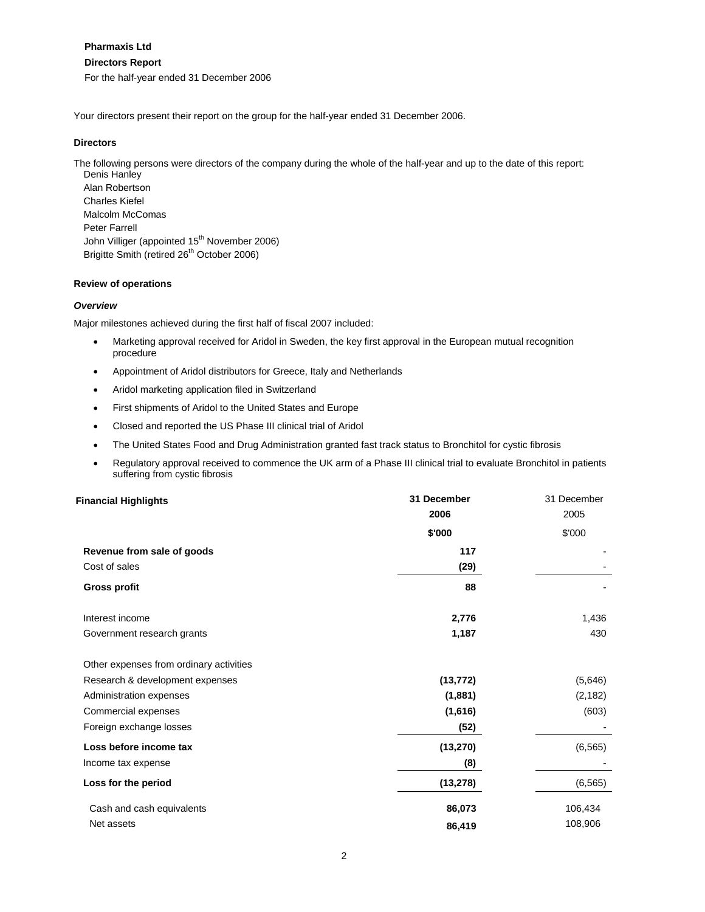**Pharmaxis Ltd**

**Directors Report**

For the half-year ended 31 December 2006

Your directors present their report on the group for the half-year ended 31 December 2006.

### Directors

The following persons were directors of the company during the whole of the half-year and up to the date of this report:

Denis Hanley
Alan Robertson
Charles Kiefel
Malcolm McComas
Peter Farrell
John Villiger (appointed 15th November 2006)
Brigitte Smith (retired 26th October 2006)

### Review of operations

***Overview***

Major milestones achieved during the first half of fiscal 2007 included:

- Marketing approval received for Aridol in Sweden, the key first approval in the European mutual recognition procedure
- Appointment of Aridol distributors for Greece, Italy and Netherlands
- Aridol marketing application filed in Switzerland
- First shipments of Aridol to the United States and Europe
- Closed and reported the US Phase III clinical trial of Aridol
- The United States Food and Drug Administration granted fast track status to Bronchitol for cystic fibrosis
- Regulatory approval received to commence the UK arm of a Phase III clinical trial to evaluate Bronchitol in patients suffering from cystic fibrosis

| **Financial Highlights** | **31 December 2006** | 31 December 2005 |
|---|---|---|
| | **$'000** | $'000 |
| **Revenue from sale of goods** | **117** | - |
| Cost of sales | **(29)** | - |
| **Gross profit** | **88** | - |
| Interest income | **2,776** | 1,436 |
| Government research grants | **1,187** | 430 |
| Other expenses from ordinary activities | | |
| Research & development expenses | **(13,772)** | (5,646) |
| Administration expenses | **(1,881)** | (2,182) |
| Commercial expenses | **(1,616)** | (603) |
| Foreign exchange losses | **(52)** | - |
| **Loss before income tax** | **(13,270)** | (6,565) |
| Income tax expense | **(8)** | - |
| **Loss for the period** | **(13,278)** | (6,565) |
| Cash and cash equivalents | **86,073** | 106,434 |
| Net assets | **86,419** | 108,906 |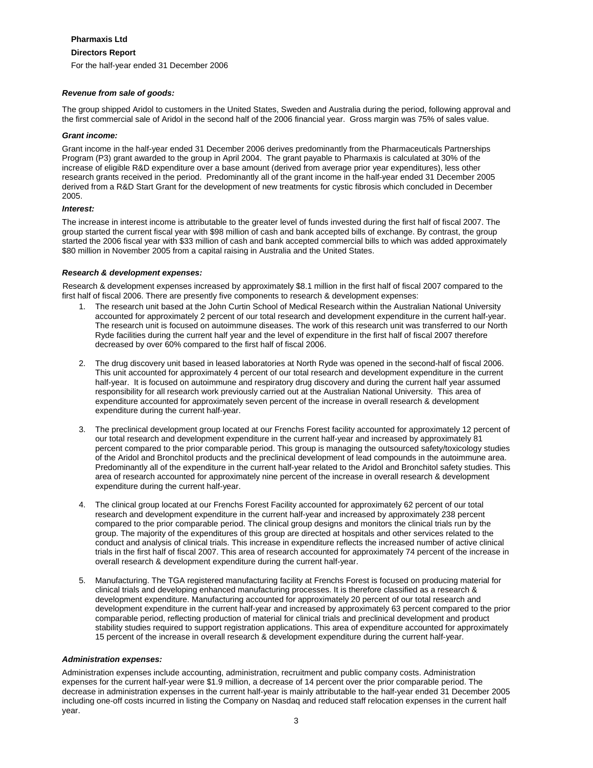**Pharmaxis Ltd**

**Directors Report**

For the half-year ended 31 December 2006

***Revenue from sale of goods:***

The group shipped Aridol to customers in the United States, Sweden and Australia during the period, following approval and the first commercial sale of Aridol in the second half of the 2006 financial year. Gross margin was 75% of sales value.

***Grant income:***

Grant income in the half-year ended 31 December 2006 derives predominantly from the Pharmaceuticals Partnerships Program (P3) grant awarded to the group in April 2004. The grant payable to Pharmaxis is calculated at 30% of the increase of eligible R&D expenditure over a base amount (derived from average prior year expenditures), less other research grants received in the period. Predominantly all of the grant income in the half-year ended 31 December 2005 derived from a R&D Start Grant for the development of new treatments for cystic fibrosis which concluded in December 2005.

***Interest:***

The increase in interest income is attributable to the greater level of funds invested during the first half of fiscal 2007. The group started the current fiscal year with $98 million of cash and bank accepted bills of exchange. By contrast, the group started the 2006 fiscal year with $33 million of cash and bank accepted commercial bills to which was added approximately $80 million in November 2005 from a capital raising in Australia and the United States.

***Research & development expenses:***

Research & development expenses increased by approximately $8.1 million in the first half of fiscal 2007 compared to the first half of fiscal 2006. There are presently five components to research & development expenses:

1. The research unit based at the John Curtin School of Medical Research within the Australian National University accounted for approximately 2 percent of our total research and development expenditure in the current half-year. The research unit is focused on autoimmune diseases. The work of this research unit was transferred to our North Ryde facilities during the current half year and the level of expenditure in the first half of fiscal 2007 therefore decreased by over 60% compared to the first half of fiscal 2006.

2. The drug discovery unit based in leased laboratories at North Ryde was opened in the second-half of fiscal 2006. This unit accounted for approximately 4 percent of our total research and development expenditure in the current half-year. It is focused on autoimmune and respiratory drug discovery and during the current half year assumed responsibility for all research work previously carried out at the Australian National University. This area of expenditure accounted for approximately seven percent of the increase in overall research & development expenditure during the current half-year.

3. The preclinical development group located at our Frenchs Forest facility accounted for approximately 12 percent of our total research and development expenditure in the current half-year and increased by approximately 81 percent compared to the prior comparable period. This group is managing the outsourced safety/toxicology studies of the Aridol and Bronchitol products and the preclinical development of lead compounds in the autoimmune area. Predominantly all of the expenditure in the current half-year related to the Aridol and Bronchitol safety studies. This area of research accounted for approximately nine percent of the increase in overall research & development expenditure during the current half-year.

4. The clinical group located at our Frenchs Forest Facility accounted for approximately 62 percent of our total research and development expenditure in the current half-year and increased by approximately 238 percent compared to the prior comparable period. The clinical group designs and monitors the clinical trials run by the group. The majority of the expenditures of this group are directed at hospitals and other services related to the conduct and analysis of clinical trials. This increase in expenditure reflects the increased number of active clinical trials in the first half of fiscal 2007. This area of research accounted for approximately 74 percent of the increase in overall research & development expenditure during the current half-year.

5. Manufacturing. The TGA registered manufacturing facility at Frenchs Forest is focused on producing material for clinical trials and developing enhanced manufacturing processes. It is therefore classified as a research & development expenditure. Manufacturing accounted for approximately 20 percent of our total research and development expenditure in the current half-year and increased by approximately 63 percent compared to the prior comparable period, reflecting production of material for clinical trials and preclinical development and product stability studies required to support registration applications. This area of expenditure accounted for approximately 15 percent of the increase in overall research & development expenditure during the current half-year.

***Administration expenses:***

Administration expenses include accounting, administration, recruitment and public company costs. Administration expenses for the current half-year were $1.9 million, a decrease of 14 percent over the prior comparable period. The decrease in administration expenses in the current half-year is mainly attributable to the half-year ended 31 December 2005 including one-off costs incurred in listing the Company on Nasdaq and reduced staff relocation expenses in the current half year.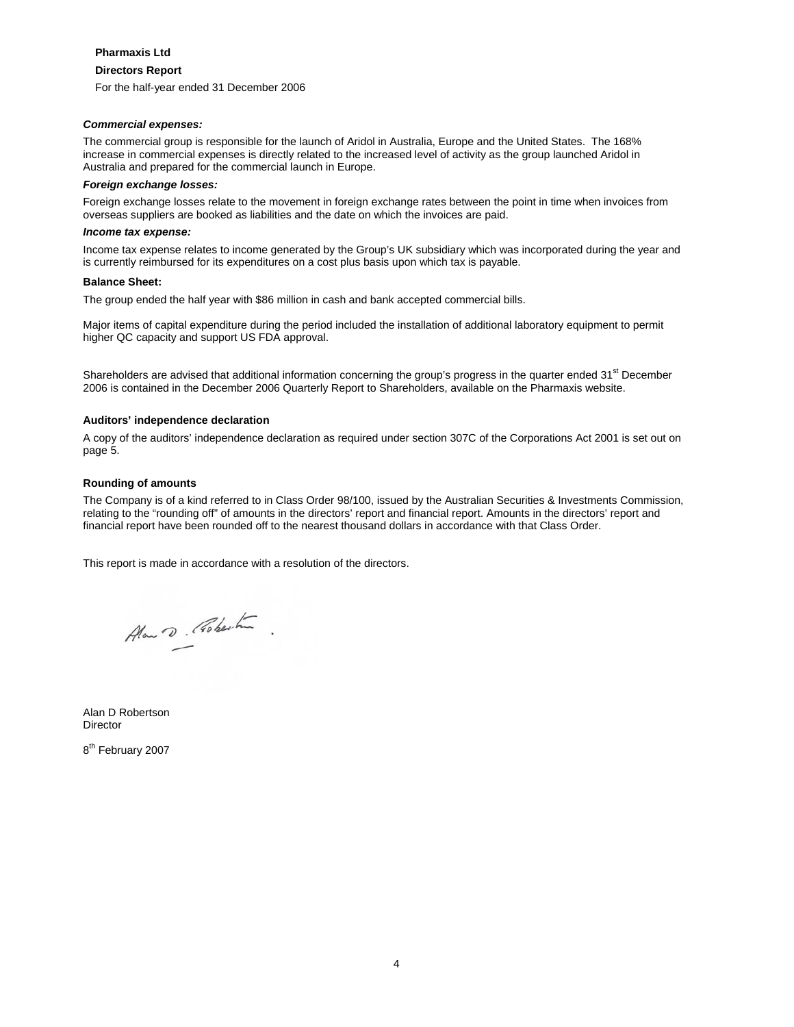**Pharmaxis Ltd**

**Directors Report**

For the half-year ended 31 December 2006

***Commercial expenses:***

The commercial group is responsible for the launch of Aridol in Australia, Europe and the United States. The 168% increase in commercial expenses is directly related to the increased level of activity as the group launched Aridol in Australia and prepared for the commercial launch in Europe.

***Foreign exchange losses:***

Foreign exchange losses relate to the movement in foreign exchange rates between the point in time when invoices from overseas suppliers are booked as liabilities and the date on which the invoices are paid.

***Income tax expense:***

Income tax expense relates to income generated by the Group's UK subsidiary which was incorporated during the year and is currently reimbursed for its expenditures on a cost plus basis upon which tax is payable.

**Balance Sheet:**

The group ended the half year with $86 million in cash and bank accepted commercial bills.

Major items of capital expenditure during the period included the installation of additional laboratory equipment to permit higher QC capacity and support US FDA approval.

Shareholders are advised that additional information concerning the group's progress in the quarter ended 31st December 2006 is contained in the December 2006 Quarterly Report to Shareholders, available on the Pharmaxis website.

**Auditors' independence declaration**

A copy of the auditors' independence declaration as required under section 307C of the Corporations Act 2001 is set out on page 5.

**Rounding of amounts**

The Company is of a kind referred to in Class Order 98/100, issued by the Australian Securities & Investments Commission, relating to the "rounding off" of amounts in the directors' report and financial report. Amounts in the directors' report and financial report have been rounded off to the nearest thousand dollars in accordance with that Class Order.

This report is made in accordance with a resolution of the directors.

Alan D Robertson
Director

8th February 2007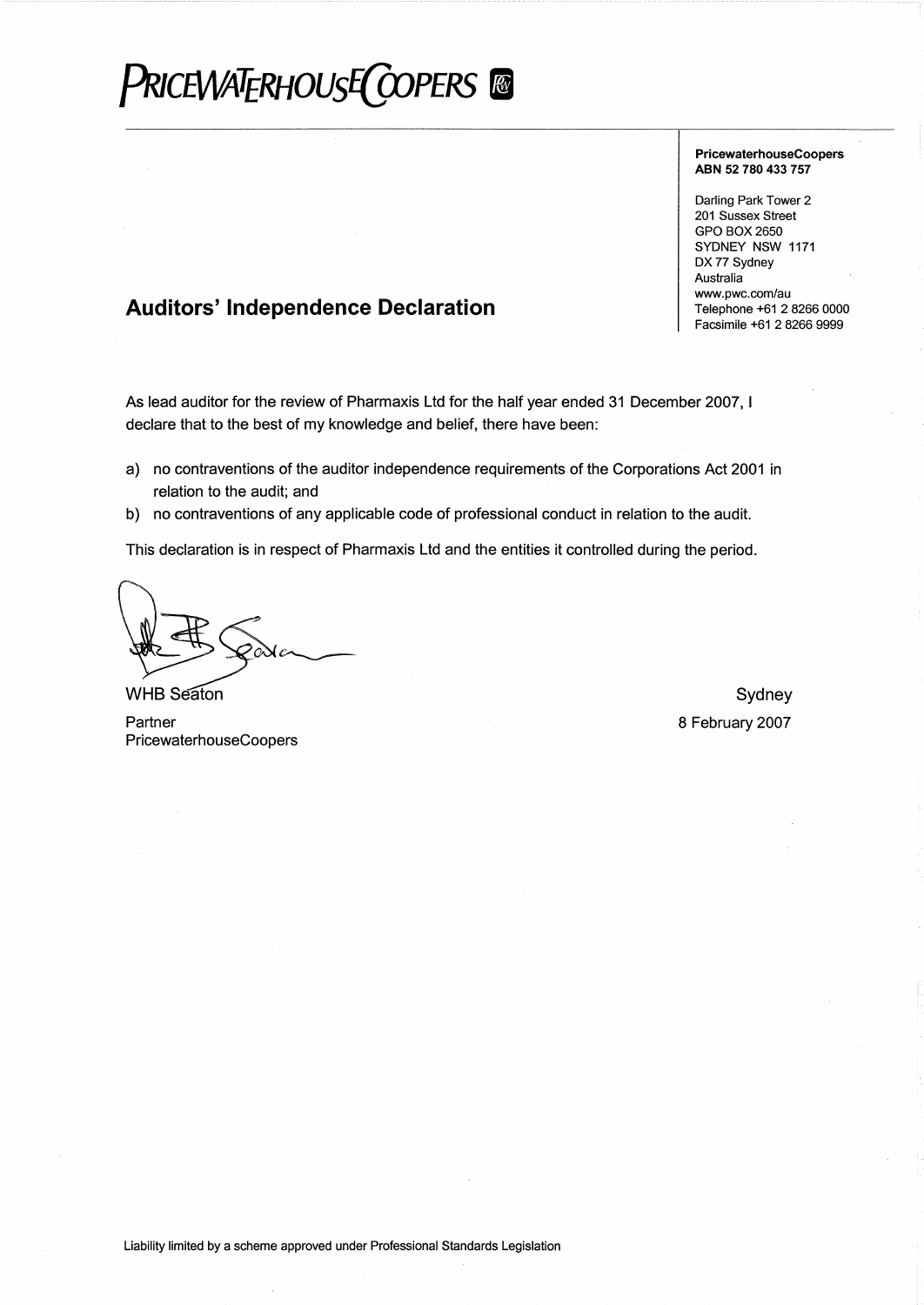# PRICEWATERHOUSECOOPERS

**PricewaterhouseCoopers**
**ABN 52 780 433 757**

Darling Park Tower 2
201 Sussex Street
GPO BOX 2650
SYDNEY NSW 1171
DX 77 Sydney
Australia
www.pwc.com/au
Telephone +61 2 8266 0000
Facsimile +61 2 8266 9999

## Auditors' Independence Declaration

As lead auditor for the review of Pharmaxis Ltd for the half year ended 31 December 2007, I declare that to the best of my knowledge and belief, there have been:

a) no contraventions of the auditor independence requirements of the Corporations Act 2001 in relation to the audit; and
b) no contraventions of any applicable code of professional conduct in relation to the audit.

This declaration is in respect of Pharmaxis Ltd and the entities it controlled during the period.

WHB Seaton
Partner
PricewaterhouseCoopers

Sydney
8 February 2007

Liability limited by a scheme approved under Professional Standards Legislation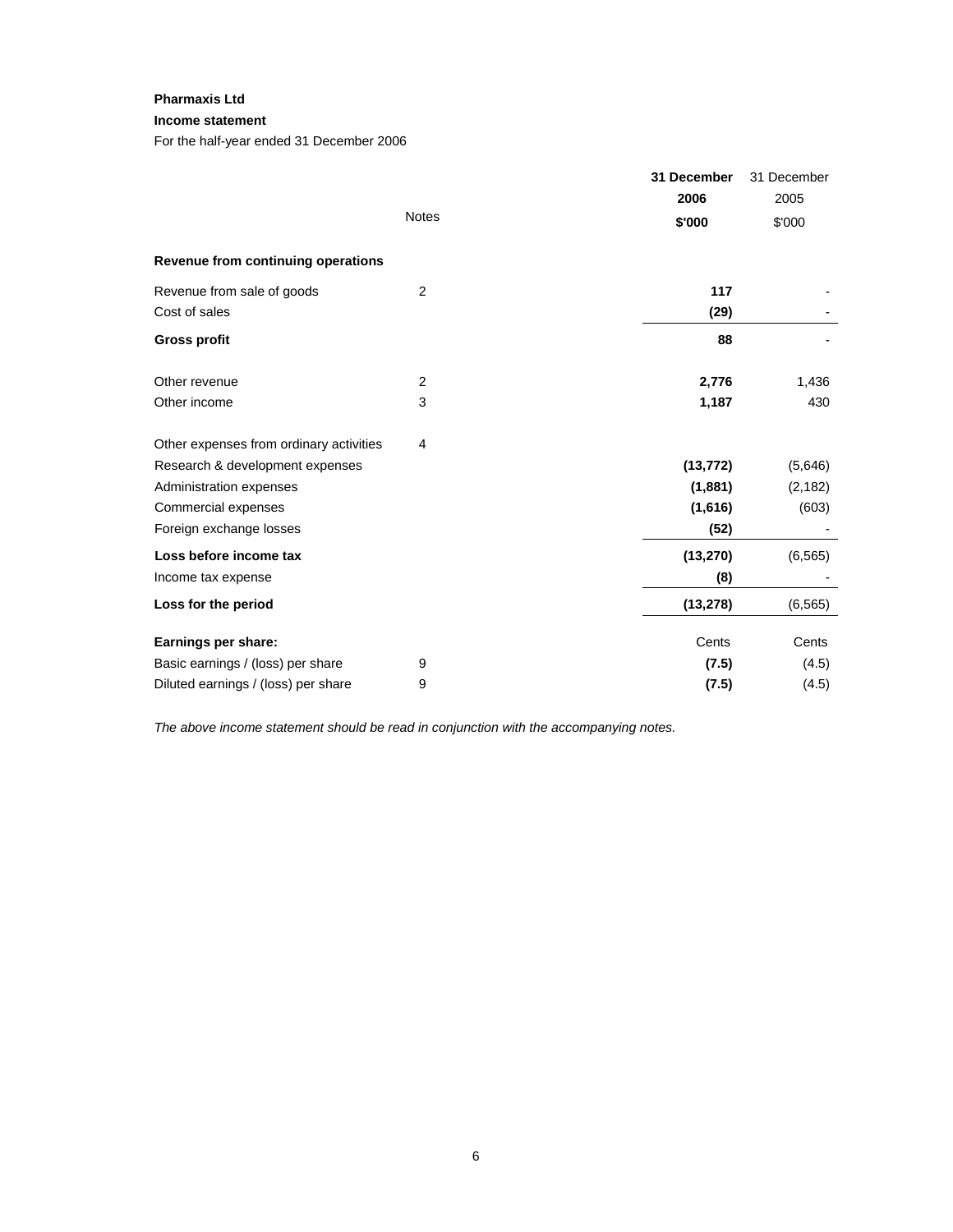**Pharmaxis Ltd**

**Income statement**

For the half-year ended 31 December 2006

| | Notes | **31 December 2006 $'000** | 31 December 2005 $'000 |
|---|---|---|---|
| **Revenue from continuing operations** | | | |
| Revenue from sale of goods | 2 | **117** | - |
| Cost of sales | | **(29)** | - |
| **Gross profit** | | **88** | - |
| Other revenue | 2 | **2,776** | 1,436 |
| Other income | 3 | **1,187** | 430 |
| Other expenses from ordinary activities | 4 | | |
| Research & development expenses | | **(13,772)** | (5,646) |
| Administration expenses | | **(1,881)** | (2,182) |
| Commercial expenses | | **(1,616)** | (603) |
| Foreign exchange losses | | **(52)** | - |
| **Loss before income tax** | | **(13,270)** | (6,565) |
| Income tax expense | | **(8)** | - |
| **Loss for the period** | | **(13,278)** | (6,565) |
| **Earnings per share:** | | Cents | Cents |
| Basic earnings / (loss) per share | 9 | **(7.5)** | (4.5) |
| Diluted earnings / (loss) per share | 9 | **(7.5)** | (4.5) |

*The above income statement should be read in conjunction with the accompanying notes.*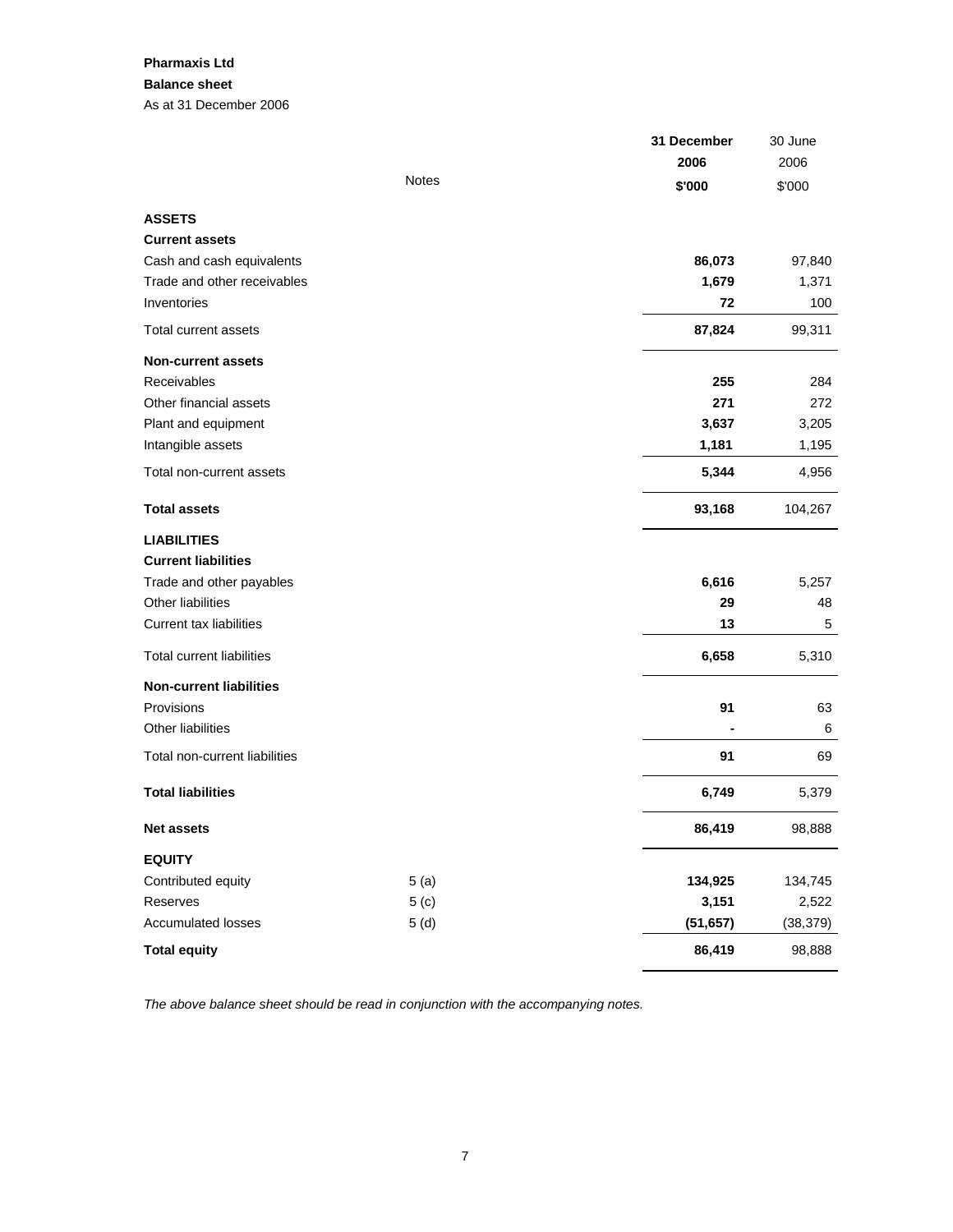**Pharmaxis Ltd**

**Balance sheet**

As at 31 December 2006

| | Notes | **31 December 2006 \$'000** | 30 June 2006 \$'000 |
|---|---|---|---|
| **ASSETS** | | | |
| **Current assets** | | | |
| Cash and cash equivalents | | **86,073** | 97,840 |
| Trade and other receivables | | **1,679** | 1,371 |
| Inventories | | **72** | 100 |
| Total current assets | | **87,824** | 99,311 |
| **Non-current assets** | | | |
| Receivables | | **255** | 284 |
| Other financial assets | | **271** | 272 |
| Plant and equipment | | **3,637** | 3,205 |
| Intangible assets | | **1,181** | 1,195 |
| Total non-current assets | | **5,344** | 4,956 |
| **Total assets** | | **93,168** | 104,267 |
| **LIABILITIES** | | | |
| **Current liabilities** | | | |
| Trade and other payables | | **6,616** | 5,257 |
| Other liabilities | | **29** | 48 |
| Current tax liabilities | | **13** | 5 |
| Total current liabilities | | **6,658** | 5,310 |
| **Non-current liabilities** | | | |
| Provisions | | **91** | 63 |
| Other liabilities | | **-** | 6 |
| Total non-current liabilities | | **91** | 69 |
| **Total liabilities** | | **6,749** | 5,379 |
| **Net assets** | | **86,419** | 98,888 |
| **EQUITY** | | | |
| Contributed equity | 5 (a) | **134,925** | 134,745 |
| Reserves | 5 (c) | **3,151** | 2,522 |
| Accumulated losses | 5 (d) | **(51,657)** | (38,379) |
| **Total equity** | | **86,419** | 98,888 |

*The above balance sheet should be read in conjunction with the accompanying notes.*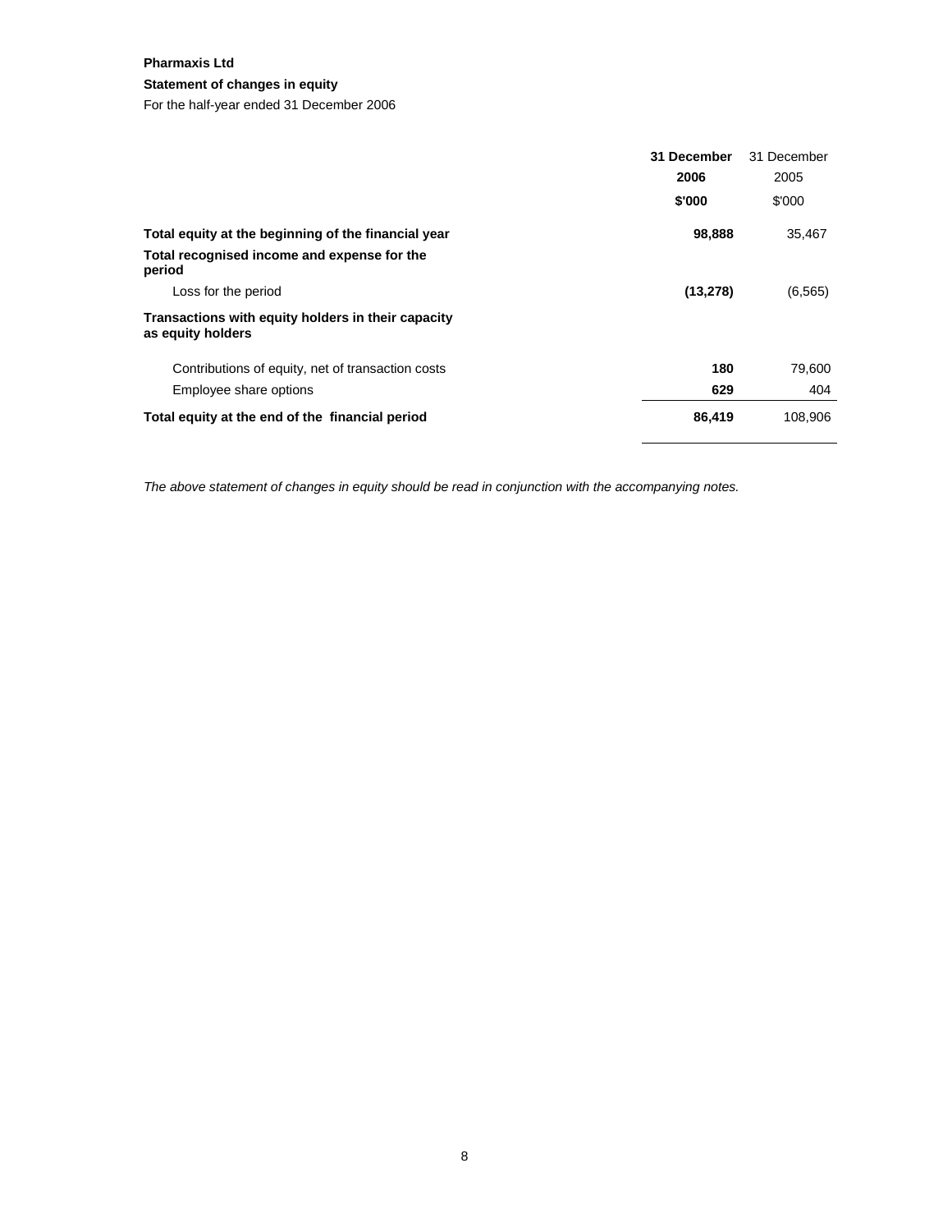**Pharmaxis Ltd**

**Statement of changes in equity**

For the half-year ended 31 December 2006

| | **31 December 2006 $'000** | 31 December 2005 $'000 |
|---|---|---|
| **Total equity at the beginning of the financial year** | **98,888** | 35,467 |
| **Total recognised income and expense for the period** | | |
| Loss for the period | **(13,278)** | (6,565) |
| **Transactions with equity holders in their capacity as equity holders** | | |
| Contributions of equity, net of transaction costs | **180** | 79,600 |
| Employee share options | **629** | 404 |
| **Total equity at the end of the financial period** | **86,419** | 108,906 |

*The above statement of changes in equity should be read in conjunction with the accompanying notes.*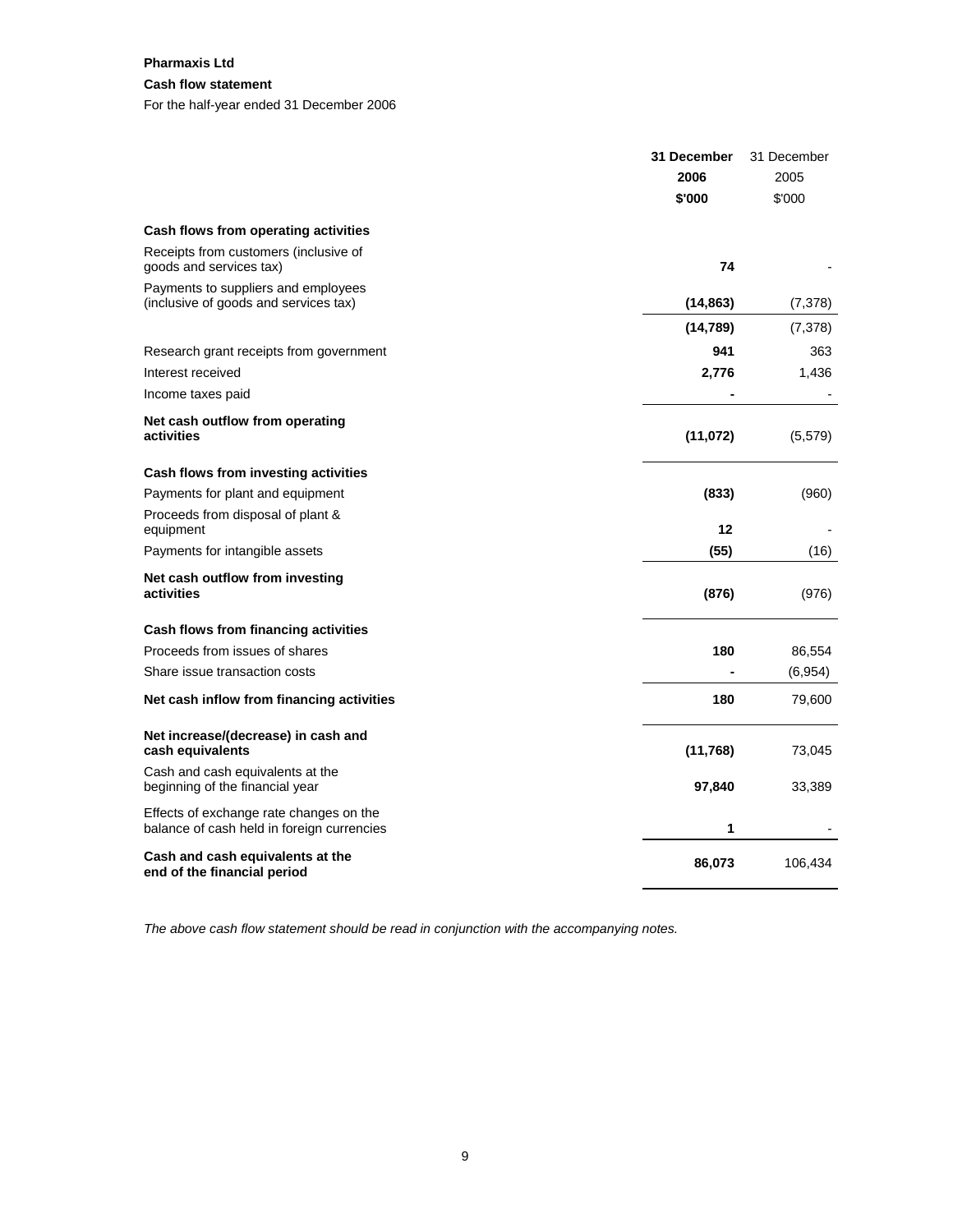**Pharmaxis Ltd**

**Cash flow statement**

For the half-year ended 31 December 2006

| | **31 December 2006 $'000** | 31 December 2005 $'000 |
|---|---|---|
| **Cash flows from operating activities** | | |
| Receipts from customers (inclusive of goods and services tax) | **74** | - |
| Payments to suppliers and employees (inclusive of goods and services tax) | **(14,863)** | (7,378) |
| | **(14,789)** | (7,378) |
| Research grant receipts from government | **941** | 363 |
| Interest received | **2,776** | 1,436 |
| Income taxes paid | **-** | - |
| **Net cash outflow from operating activities** | **(11,072)** | (5,579) |
| **Cash flows from investing activities** | | |
| Payments for plant and equipment | **(833)** | (960) |
| Proceeds from disposal of plant & equipment | **12** | - |
| Payments for intangible assets | **(55)** | (16) |
| **Net cash outflow from investing activities** | **(876)** | (976) |
| **Cash flows from financing activities** | | |
| Proceeds from issues of shares | **180** | 86,554 |
| Share issue transaction costs | **-** | (6,954) |
| **Net cash inflow from financing activities** | **180** | 79,600 |
| **Net increase/(decrease) in cash and cash equivalents** | **(11,768)** | 73,045 |
| Cash and cash equivalents at the beginning of the financial year | **97,840** | 33,389 |
| Effects of exchange rate changes on the balance of cash held in foreign currencies | **1** | - |
| **Cash and cash equivalents at the end of the financial period** | **86,073** | 106,434 |

*The above cash flow statement should be read in conjunction with the accompanying notes.*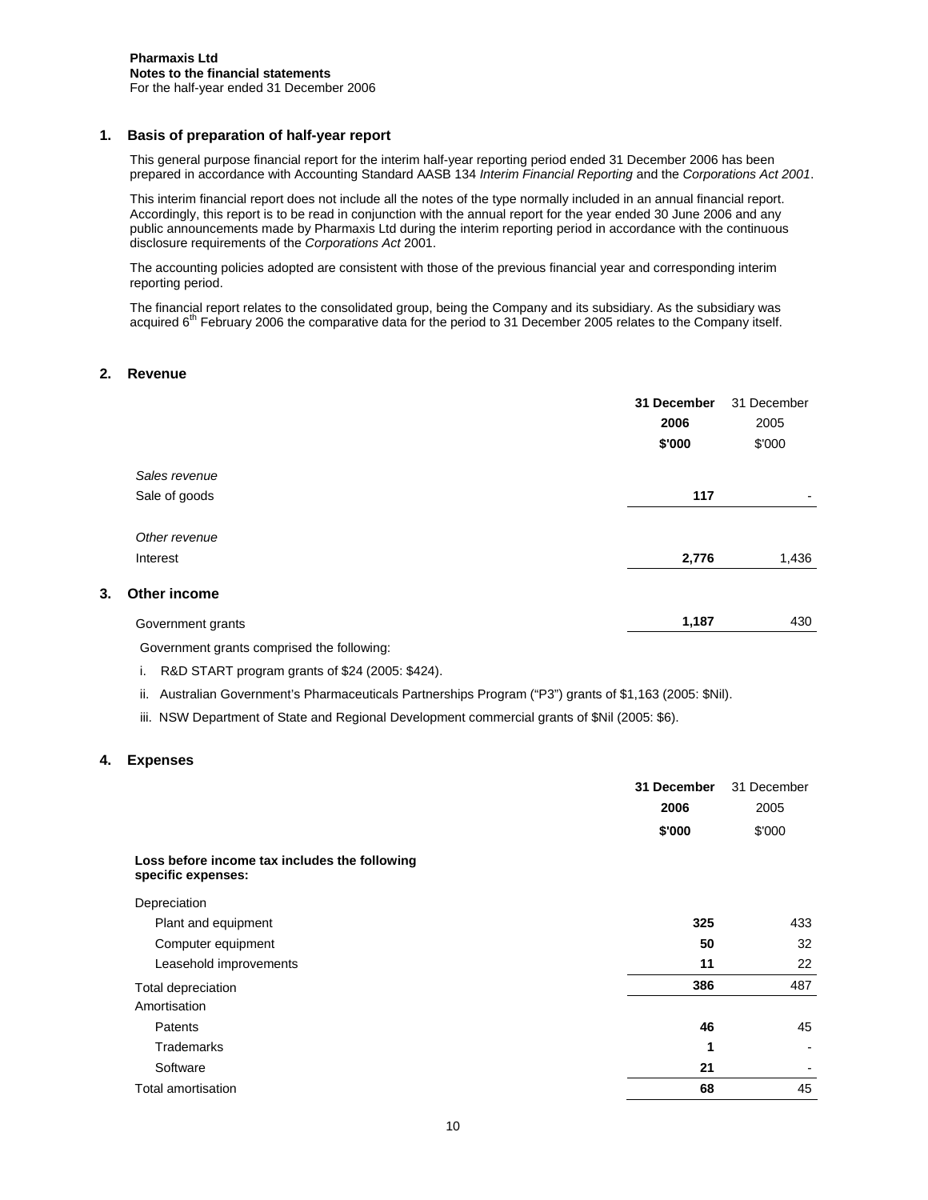**Pharmaxis Ltd**
**Notes to the financial statements**
For the half-year ended 31 December 2006

## 1. Basis of preparation of half-year report

This general purpose financial report for the interim half-year reporting period ended 31 December 2006 has been prepared in accordance with Accounting Standard AASB 134 *Interim Financial Reporting* and the *Corporations Act 2001*.

This interim financial report does not include all the notes of the type normally included in an annual financial report. Accordingly, this report is to be read in conjunction with the annual report for the year ended 30 June 2006 and any public announcements made by Pharmaxis Ltd during the interim reporting period in accordance with the continuous disclosure requirements of the *Corporations Act* 2001.

The accounting policies adopted are consistent with those of the previous financial year and corresponding interim reporting period.

The financial report relates to the consolidated group, being the Company and its subsidiary. As the subsidiary was acquired 6th February 2006 the comparative data for the period to 31 December 2005 relates to the Company itself.

## 2. Revenue

| | **31 December 2006 $'000** | 31 December 2005 $'000 |
|---|---|---|
| *Sales revenue* | | |
| Sale of goods | **117** | - |
| *Other revenue* | | |
| Interest | **2,776** | 1,436 |

## 3. Other income

| | **31 December 2006 $'000** | 31 December 2005 $'000 |
|---|---|---|
| Government grants | **1,187** | 430 |

Government grants comprised the following:

i. R&D START program grants of $24 (2005: $424).

ii. Australian Government's Pharmaceuticals Partnerships Program ("P3") grants of $1,163 (2005: $Nil).

iii. NSW Department of State and Regional Development commercial grants of $Nil (2005: $6).

## 4. Expenses

| | **31 December 2006 $'000** | 31 December 2005 $'000 |
|---|---|---|
| **Loss before income tax includes the following specific expenses:** | | |
| Depreciation | | |
| Plant and equipment | **325** | 433 |
| Computer equipment | **50** | 32 |
| Leasehold improvements | **11** | 22 |
| Total depreciation | **386** | 487 |
| Amortisation | | |
| Patents | **46** | 45 |
| Trademarks | **1** | - |
| Software | **21** | - |
| Total amortisation | **68** | 45 |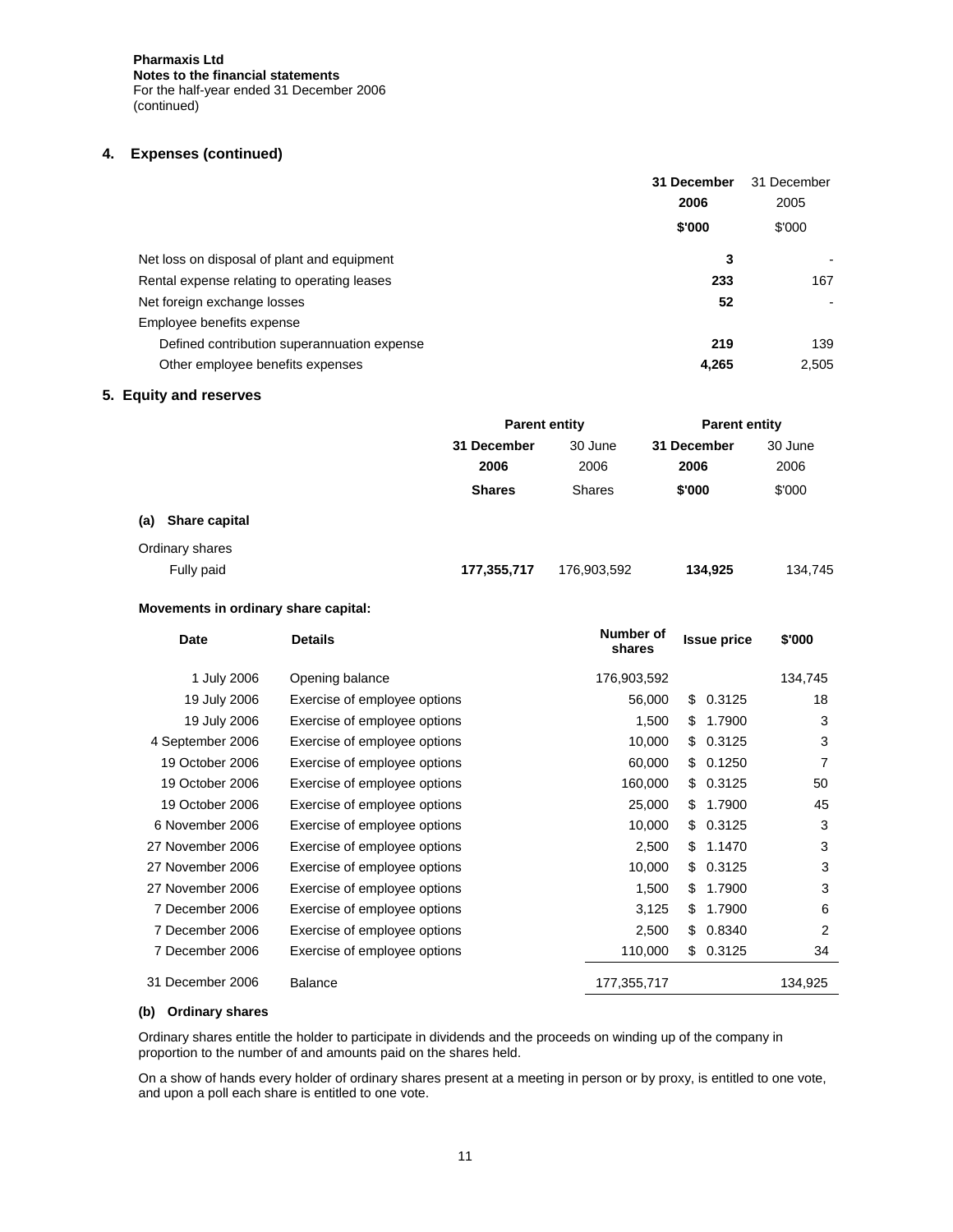**Pharmaxis Ltd**
**Notes to the financial statements**
For the half-year ended 31 December 2006
(continued)

## 4. Expenses (continued)

| | 31 December 2006 $'000 | 31 December 2005 $'000 |
|---|---|---|
| Net loss on disposal of plant and equipment | **3** | - |
| Rental expense relating to operating leases | **233** | 167 |
| Net foreign exchange losses | **52** | - |
| Employee benefits expense | | |
| Defined contribution superannuation expense | **219** | 139 |
| Other employee benefits expenses | **4,265** | 2,505 |

## 5. Equity and reserves

| | Parent entity | | Parent entity | |
|---|---|---|---|---|
| | 31 December 2006 Shares | 30 June 2006 Shares | 31 December 2006 $'000 | 30 June 2006 $'000 |
| **(a) Share capital** | | | | |
| Ordinary shares | | | | |
| Fully paid | **177,355,717** | 176,903,592 | **134,925** | 134,745 |

**Movements in ordinary share capital:**

| Date | Details | Number of shares | Issue price | $'000 |
|---|---|---|---|---|
| 1 July 2006 | Opening balance | 176,903,592 | | 134,745 |
| 19 July 2006 | Exercise of employee options | 56,000 | $ 0.3125 | 18 |
| 19 July 2006 | Exercise of employee options | 1,500 | $ 1.7900 | 3 |
| 4 September 2006 | Exercise of employee options | 10,000 | $ 0.3125 | 3 |
| 19 October 2006 | Exercise of employee options | 60,000 | $ 0.1250 | 7 |
| 19 October 2006 | Exercise of employee options | 160,000 | $ 0.3125 | 50 |
| 19 October 2006 | Exercise of employee options | 25,000 | $ 1.7900 | 45 |
| 6 November 2006 | Exercise of employee options | 10,000 | $ 0.3125 | 3 |
| 27 November 2006 | Exercise of employee options | 2,500 | $ 1.1470 | 3 |
| 27 November 2006 | Exercise of employee options | 10,000 | $ 0.3125 | 3 |
| 27 November 2006 | Exercise of employee options | 1,500 | $ 1.7900 | 3 |
| 7 December 2006 | Exercise of employee options | 3,125 | $ 1.7900 | 6 |
| 7 December 2006 | Exercise of employee options | 2,500 | $ 0.8340 | 2 |
| 7 December 2006 | Exercise of employee options | 110,000 | $ 0.3125 | 34 |
| 31 December 2006 | Balance | 177,355,717 | | 134,925 |

**(b) Ordinary shares**

Ordinary shares entitle the holder to participate in dividends and the proceeds on winding up of the company in proportion to the number of and amounts paid on the shares held.

On a show of hands every holder of ordinary shares present at a meeting in person or by proxy, is entitled to one vote, and upon a poll each share is entitled to one vote.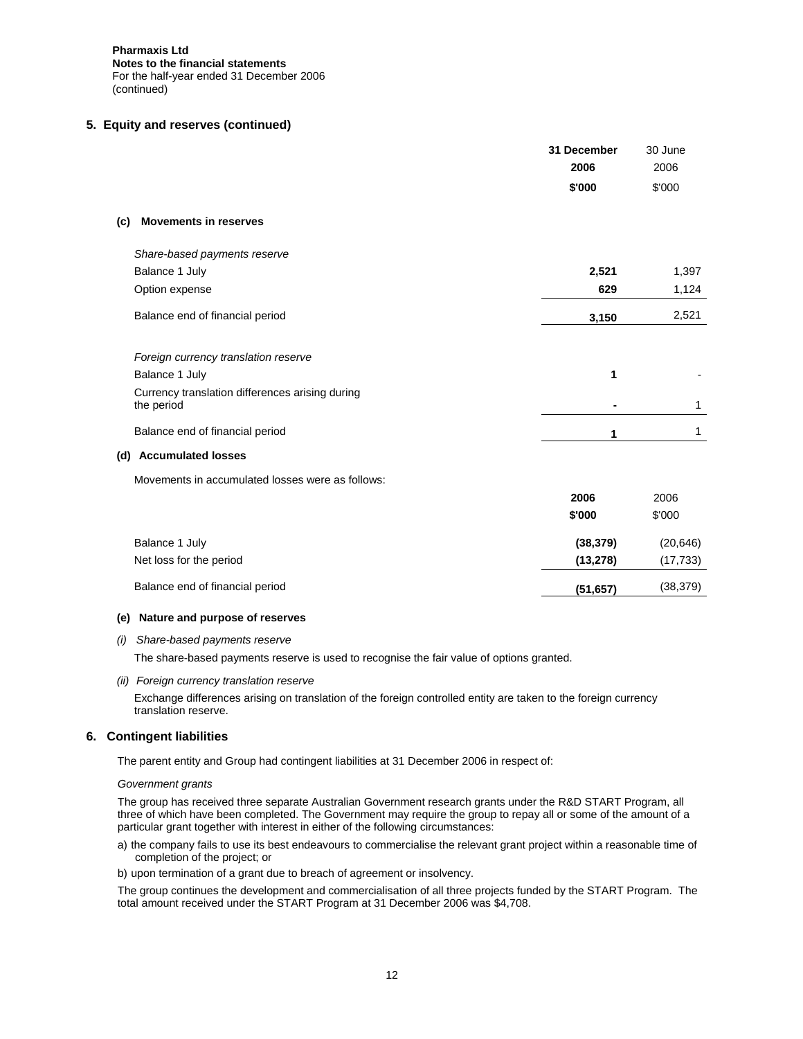**Pharmaxis Ltd**
**Notes to the financial statements**
For the half-year ended 31 December 2006
(continued)

## 5. Equity and reserves (continued)

| | 31 December 2006 $'000 | 30 June 2006 $'000 |
|---|---|---|
| **(c) Movements in reserves** | | |
| *Share-based payments reserve* | | |
| Balance 1 July | **2,521** | 1,397 |
| Option expense | **629** | 1,124 |
| Balance end of financial period | **3,150** | 2,521 |
| *Foreign currency translation reserve* | | |
| Balance 1 July | **1** | - |
| Currency translation differences arising during the period | **-** | 1 |
| Balance end of financial period | **1** | 1 |

### (d) Accumulated losses

Movements in accumulated losses were as follows:

| | 2006 $'000 | 2006 $'000 |
|---|---|---|
| Balance 1 July | **(38,379)** | (20,646) |
| Net loss for the period | **(13,278)** | (17,733) |
| Balance end of financial period | **(51,657)** | (38,379) |

### (e) Nature and purpose of reserves

*(i) Share-based payments reserve*

The share-based payments reserve is used to recognise the fair value of options granted.

*(ii) Foreign currency translation reserve*

Exchange differences arising on translation of the foreign controlled entity are taken to the foreign currency translation reserve.

## 6. Contingent liabilities

The parent entity and Group had contingent liabilities at 31 December 2006 in respect of:

*Government grants*

The group has received three separate Australian Government research grants under the R&D START Program, all three of which have been completed. The Government may require the group to repay all or some of the amount of a particular grant together with interest in either of the following circumstances:

a) the company fails to use its best endeavours to commercialise the relevant grant project within a reasonable time of completion of the project; or

b) upon termination of a grant due to breach of agreement or insolvency.

The group continues the development and commercialisation of all three projects funded by the START Program. The total amount received under the START Program at 31 December 2006 was $4,708.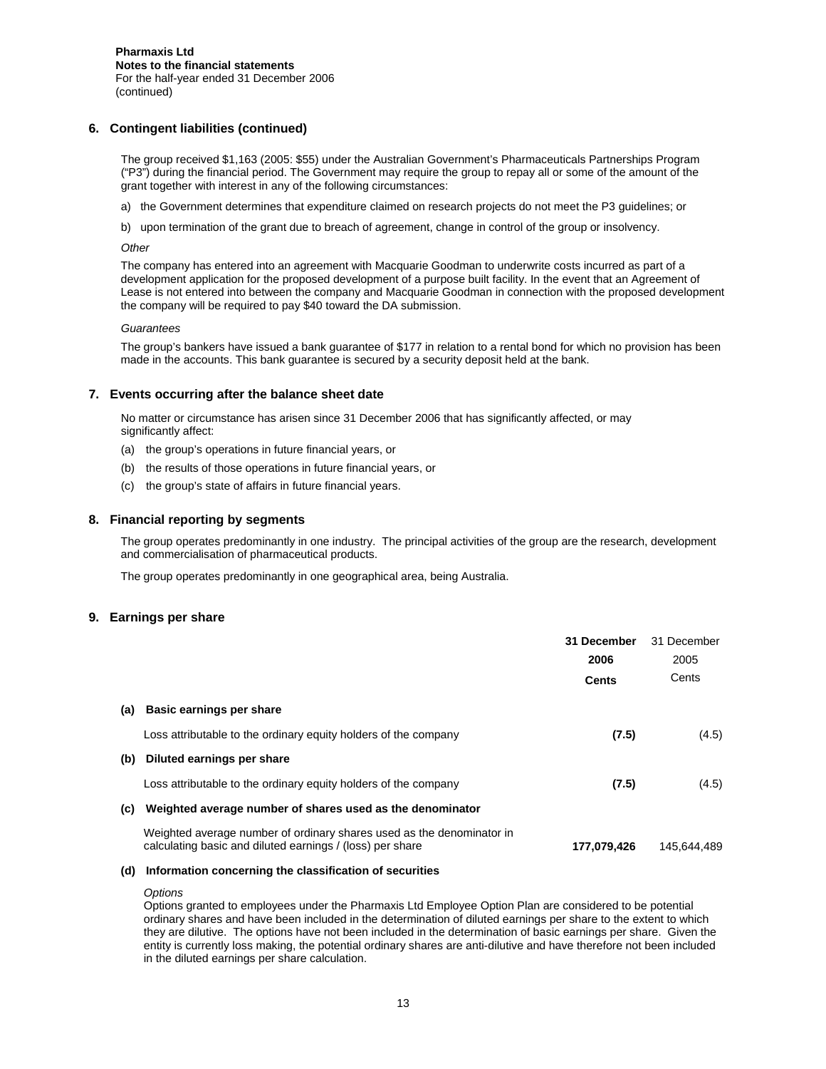**Pharmaxis Ltd**
**Notes to the financial statements**
For the half-year ended 31 December 2006
(continued)

## 6. Contingent liabilities (continued)

The group received $1,163 (2005: $55) under the Australian Government's Pharmaceuticals Partnerships Program ("P3") during the financial period. The Government may require the group to repay all or some of the amount of the grant together with interest in any of the following circumstances:

a) the Government determines that expenditure claimed on research projects do not meet the P3 guidelines; or

b) upon termination of the grant due to breach of agreement, change in control of the group or insolvency.

*Other*

The company has entered into an agreement with Macquarie Goodman to underwrite costs incurred as part of a development application for the proposed development of a purpose built facility. In the event that an Agreement of Lease is not entered into between the company and Macquarie Goodman in connection with the proposed development the company will be required to pay $40 toward the DA submission.

*Guarantees*

The group's bankers have issued a bank guarantee of $177 in relation to a rental bond for which no provision has been made in the accounts. This bank guarantee is secured by a security deposit held at the bank.

## 7. Events occurring after the balance sheet date

No matter or circumstance has arisen since 31 December 2006 that has significantly affected, or may significantly affect:

(a) the group's operations in future financial years, or

(b) the results of those operations in future financial years, or

(c) the group's state of affairs in future financial years.

## 8. Financial reporting by segments

The group operates predominantly in one industry. The principal activities of the group are the research, development and commercialisation of pharmaceutical products.

The group operates predominantly in one geographical area, being Australia.

## 9. Earnings per share

| | | **31 December 2006 Cents** | 31 December 2005 Cents |
|---|---|---|---|
| **(a)** | **Basic earnings per share** | | |
| | Loss attributable to the ordinary equity holders of the company | **(7.5)** | (4.5) |
| **(b)** | **Diluted earnings per share** | | |
| | Loss attributable to the ordinary equity holders of the company | **(7.5)** | (4.5) |
| **(c)** | **Weighted average number of shares used as the denominator** | | |
| | Weighted average number of ordinary shares used as the denominator in calculating basic and diluted earnings / (loss) per share | **177,079,426** | 145,644,489 |

**(d) Information concerning the classification of securities**

*Options*
Options granted to employees under the Pharmaxis Ltd Employee Option Plan are considered to be potential ordinary shares and have been included in the determination of diluted earnings per share to the extent to which they are dilutive. The options have not been included in the determination of basic earnings per share. Given the entity is currently loss making, the potential ordinary shares are anti-dilutive and have therefore not been included in the diluted earnings per share calculation.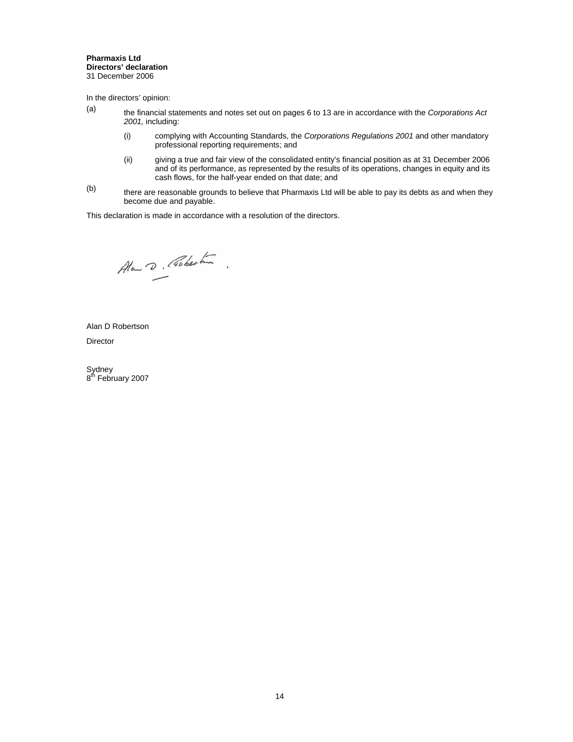**Pharmaxis Ltd**
**Directors' declaration**
31 December 2006

In the directors' opinion:

(a) the financial statements and notes set out on pages 6 to 13 are in accordance with the *Corporations Act 2001,* including:

   (i) complying with Accounting Standards, the *Corporations Regulations 2001* and other mandatory professional reporting requirements; and

   (ii) giving a true and fair view of the consolidated entity's financial position as at 31 December 2006 and of its performance, as represented by the results of its operations, changes in equity and its cash flows, for the half-year ended on that date; and

(b) there are reasonable grounds to believe that Pharmaxis Ltd will be able to pay its debts as and when they become due and payable.

This declaration is made in accordance with a resolution of the directors.

Alan D Robertson

Director

Sydney
8th February 2007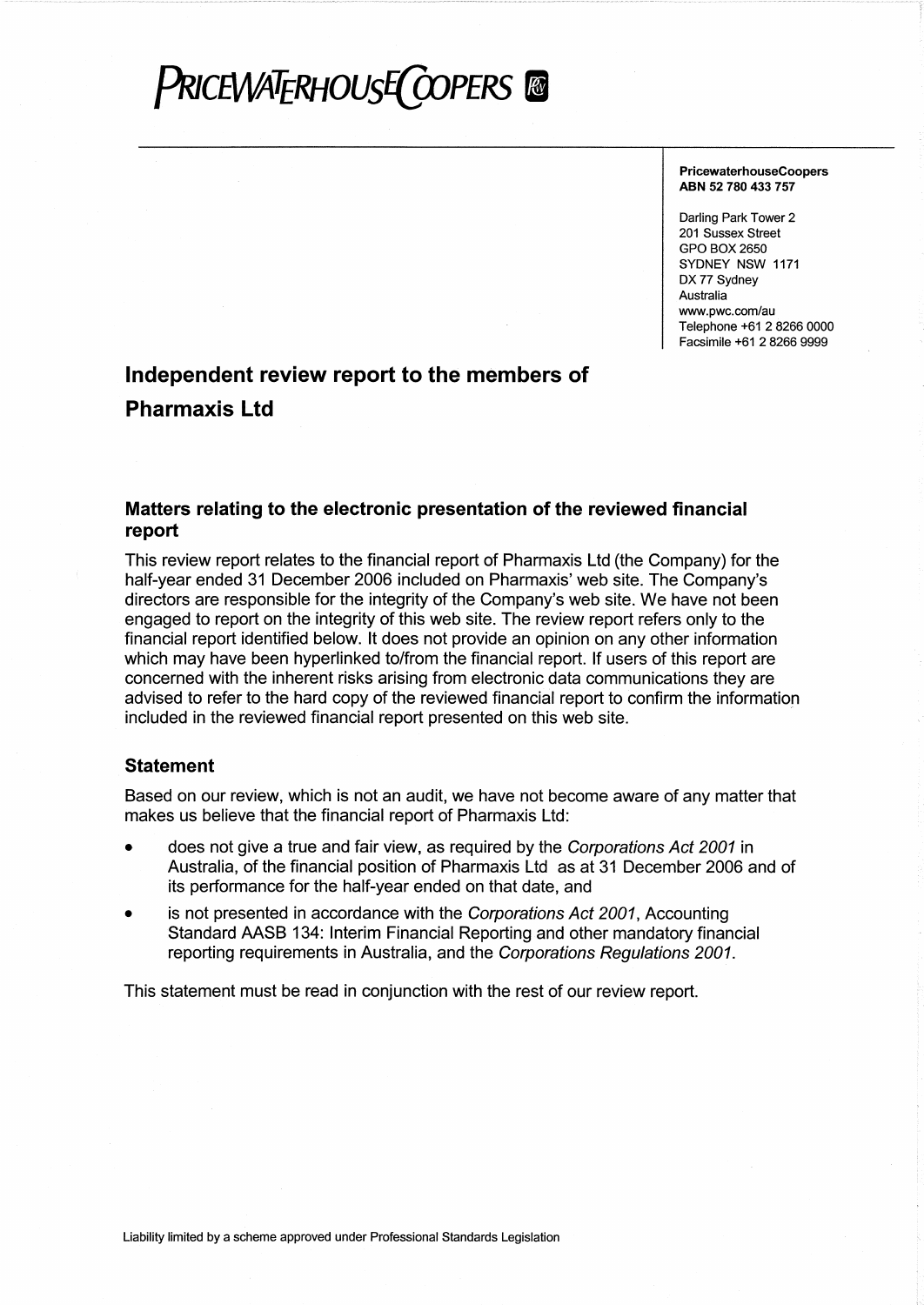# PricewaterhouseCoopers

**PricewaterhouseCoopers**
**ABN 52 780 433 757**

Darling Park Tower 2
201 Sussex Street
GPO BOX 2650
SYDNEY NSW 1171
DX 77 Sydney
Australia
www.pwc.com/au
Telephone +61 2 8266 0000
Facsimile +61 2 8266 9999

## Independent review report to the members of Pharmaxis Ltd

### Matters relating to the electronic presentation of the reviewed financial report

This review report relates to the financial report of Pharmaxis Ltd (the Company) for the half-year ended 31 December 2006 included on Pharmaxis' web site. The Company's directors are responsible for the integrity of the Company's web site. We have not been engaged to report on the integrity of this web site. The review report refers only to the financial report identified below. It does not provide an opinion on any other information which may have been hyperlinked to/from the financial report. If users of this report are concerned with the inherent risks arising from electronic data communications they are advised to refer to the hard copy of the reviewed financial report to confirm the information included in the reviewed financial report presented on this web site.

### Statement

Based on our review, which is not an audit, we have not become aware of any matter that makes us believe that the financial report of Pharmaxis Ltd:

- does not give a true and fair view, as required by the *Corporations Act 2001* in Australia, of the financial position of Pharmaxis Ltd as at 31 December 2006 and of its performance for the half-year ended on that date, and
- is not presented in accordance with the *Corporations Act 2001*, Accounting Standard AASB 134: Interim Financial Reporting and other mandatory financial reporting requirements in Australia, and the *Corporations Regulations 2001*.

This statement must be read in conjunction with the rest of our review report.

Liability limited by a scheme approved under Professional Standards Legislation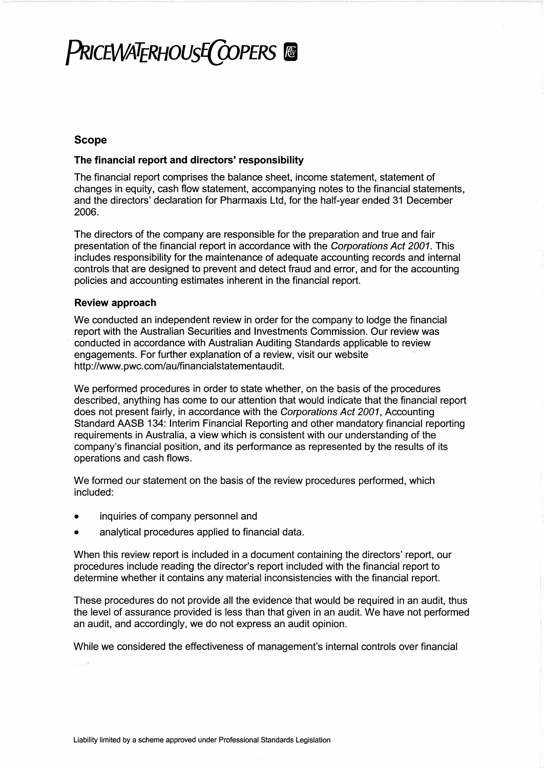# PRICEWATERHOUSECOOPERS

## Scope

### The financial report and directors' responsibility

The financial report comprises the balance sheet, income statement, statement of changes in equity, cash flow statement, accompanying notes to the financial statements, and the directors' declaration for Pharmaxis Ltd, for the half-year ended 31 December 2006.

The directors of the company are responsible for the preparation and true and fair presentation of the financial report in accordance with the *Corporations Act 2001*. This includes responsibility for the maintenance of adequate accounting records and internal controls that are designed to prevent and detect fraud and error, and for the accounting policies and accounting estimates inherent in the financial report.

### Review approach

We conducted an independent review in order for the company to lodge the financial report with the Australian Securities and Investments Commission. Our review was conducted in accordance with Australian Auditing Standards applicable to review engagements. For further explanation of a review, visit our website http://www.pwc.com/au/financialstatementaudit.

We performed procedures in order to state whether, on the basis of the procedures described, anything has come to our attention that would indicate that the financial report does not present fairly, in accordance with the *Corporations Act 2001*, Accounting Standard AASB 134: Interim Financial Reporting and other mandatory financial reporting requirements in Australia, a view which is consistent with our understanding of the company's financial position, and its performance as represented by the results of its operations and cash flows.

We formed our statement on the basis of the review procedures performed, which included:

- inquiries of company personnel and
- analytical procedures applied to financial data.

When this review report is included in a document containing the directors' report, our procedures include reading the director's report included with the financial report to determine whether it contains any material inconsistencies with the financial report.

These procedures do not provide all the evidence that would be required in an audit, thus the level of assurance provided is less than that given in an audit. We have not performed an audit, and accordingly, we do not express an audit opinion.

While we considered the effectiveness of management's internal controls over financial

Liability limited by a scheme approved under Professional Standards Legislation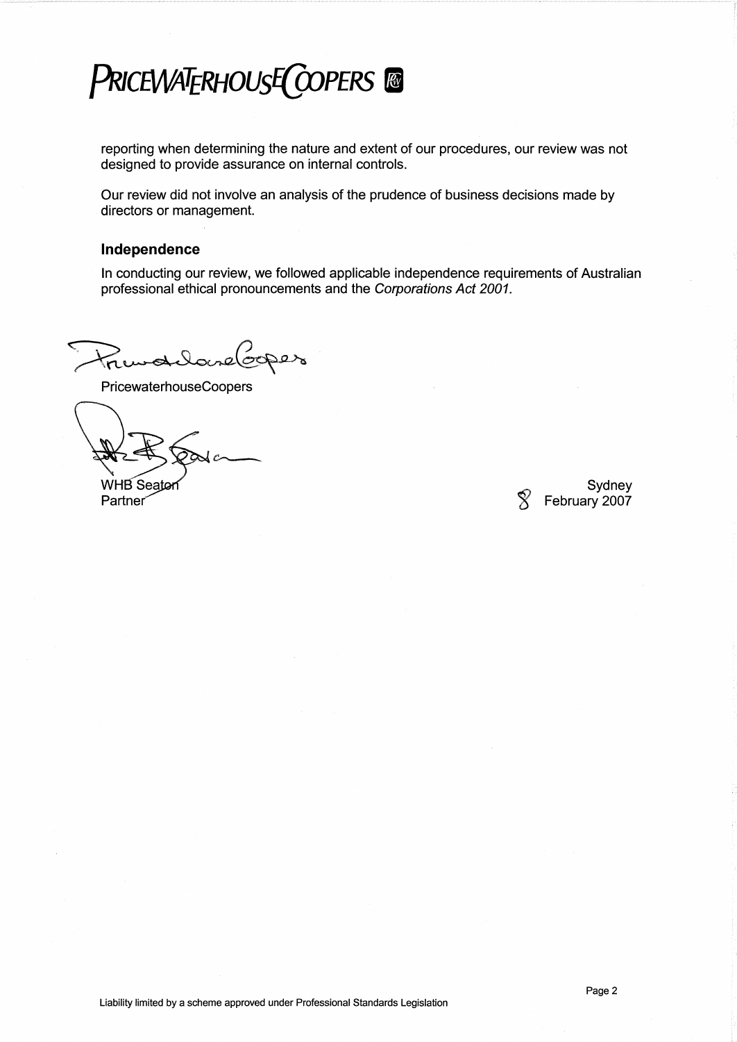reporting when determining the nature and extent of our procedures, our review was not designed to provide assurance on internal controls.

Our review did not involve an analysis of the prudence of business decisions made by directors or management.

## Independence

In conducting our review, we followed applicable independence requirements of Australian professional ethical pronouncements and the *Corporations Act 2001.*

PricewaterhouseCoopers

WHB Seaton
Partner

Sydney
8 February 2007

Liability limited by a scheme approved under Professional Standards Legislation